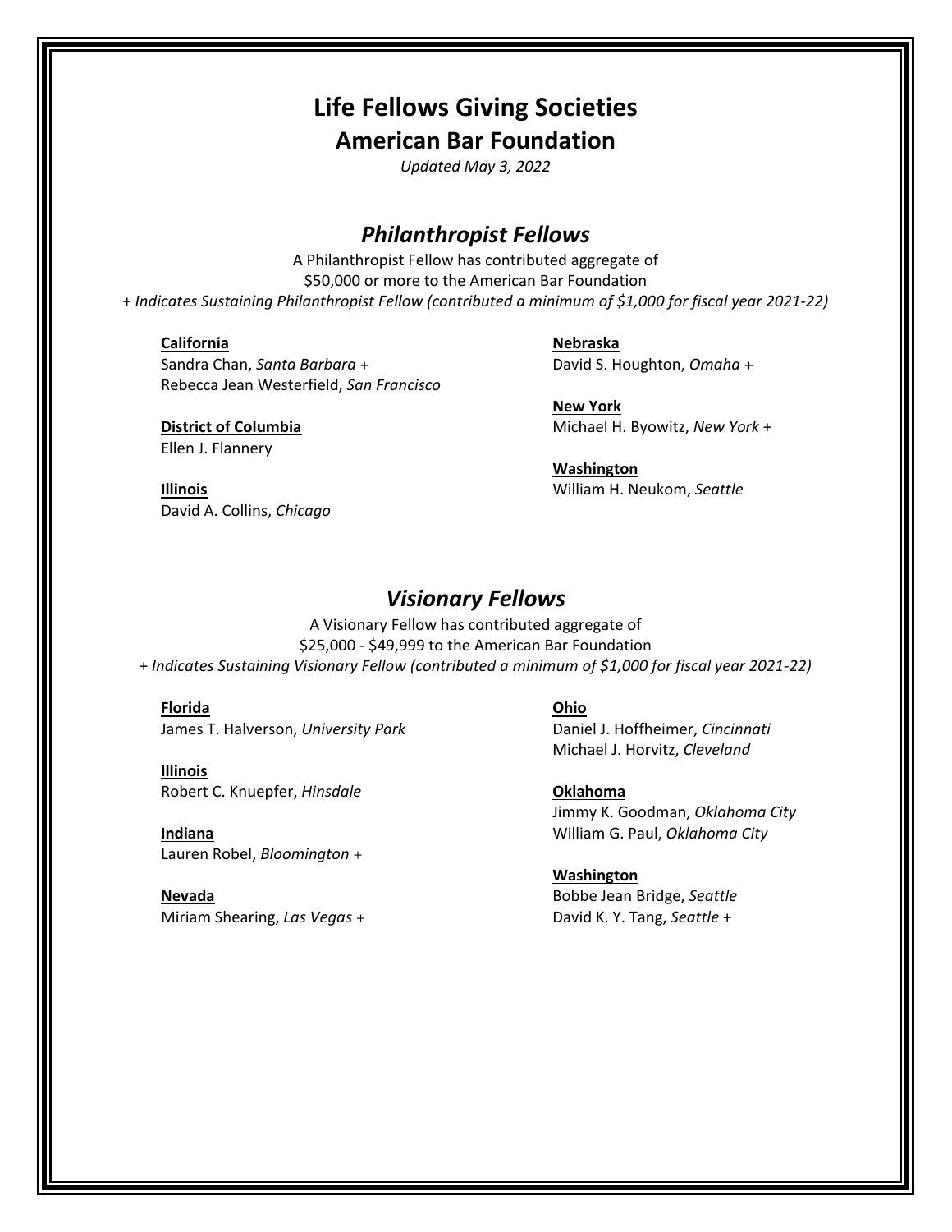# Life Fellows Giving Societies

## American Bar Foundation

*Updated May 3, 2022*

## *Philanthropist Fellows*

A Philanthropist Fellow has contributed aggregate of
$50,000 or more to the American Bar Foundation
*+ Indicates Sustaining Philanthropist Fellow (contributed a minimum of $1,000 for fiscal year 2021-22)*

**California**
Sandra Chan, *Santa Barbara* +
Rebecca Jean Westerfield, *San Francisco*

**District of Columbia**
Ellen J. Flannery

**Illinois**
David A. Collins, *Chicago*

**Nebraska**
David S. Houghton, *Omaha* +

**New York**
Michael H. Byowitz, *New York* +

**Washington**
William H. Neukom, *Seattle*

## *Visionary Fellows*

A Visionary Fellow has contributed aggregate of
$25,000 - $49,999 to the American Bar Foundation
*+ Indicates Sustaining Visionary Fellow (contributed a minimum of $1,000 for fiscal year 2021-22)*

**Florida**
James T. Halverson, *University Park*

**Illinois**
Robert C. Knuepfer, *Hinsdale*

**Indiana**
Lauren Robel, *Bloomington* +

**Nevada**
Miriam Shearing, *Las Vegas* +

**Ohio**
Daniel J. Hoffheimer, *Cincinnati*
Michael J. Horvitz, *Cleveland*

**Oklahoma**
Jimmy K. Goodman, *Oklahoma City*
William G. Paul, *Oklahoma City*

**Washington**
Bobbe Jean Bridge, *Seattle*
David K. Y. Tang, *Seattle* +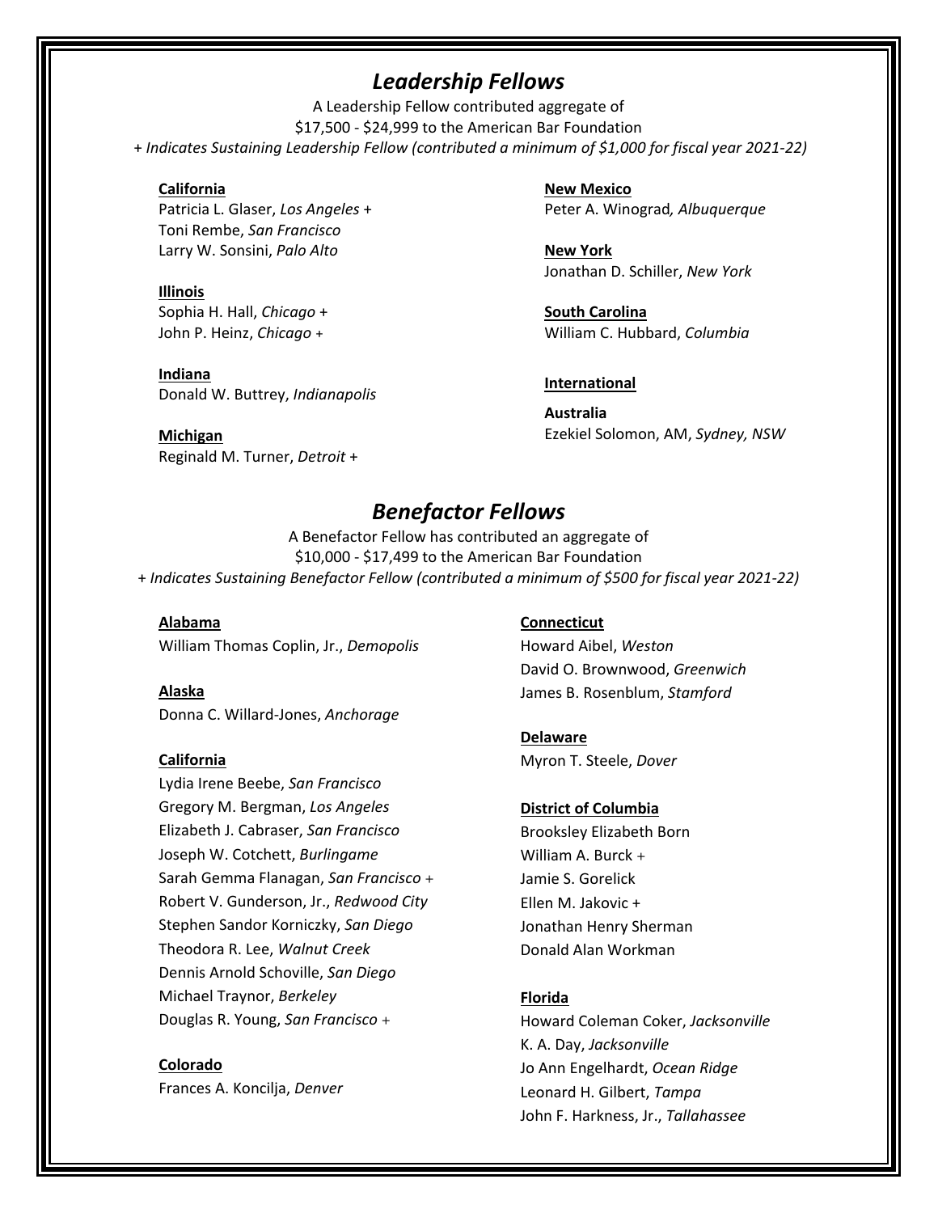## *Leadership Fellows*

A Leadership Fellow contributed aggregate of
$17,500 - $24,999 to the American Bar Foundation
*+ Indicates Sustaining Leadership Fellow (contributed a minimum of $1,000 for fiscal year 2021-22)*

**California**
Patricia L. Glaser, *Los Angeles* +
Toni Rembe, *San Francisco*
Larry W. Sonsini, *Palo Alto*

**Illinois**
Sophia H. Hall, *Chicago* +
John P. Heinz, *Chicago* +

**Indiana**
Donald W. Buttrey, *Indianapolis*

**Michigan**
Reginald M. Turner, *Detroit* +

**New Mexico**
Peter A. Winograd*, Albuquerque*

**New York**
Jonathan D. Schiller, *New York*

**South Carolina**
William C. Hubbard, *Columbia*

**International**

**Australia**
Ezekiel Solomon, AM, *Sydney, NSW*

## *Benefactor Fellows*

A Benefactor Fellow has contributed an aggregate of
$10,000 - $17,499 to the American Bar Foundation
*+ Indicates Sustaining Benefactor Fellow (contributed a minimum of $500 for fiscal year 2021-22)*

**Alabama**
William Thomas Coplin, Jr., *Demopolis*

**Alaska**
Donna C. Willard-Jones, *Anchorage*

**California**
Lydia Irene Beebe, *San Francisco*
Gregory M. Bergman, *Los Angeles*
Elizabeth J. Cabraser, *San Francisco*
Joseph W. Cotchett, *Burlingame*
Sarah Gemma Flanagan, *San Francisco* +
Robert V. Gunderson, Jr., *Redwood City*
Stephen Sandor Korniczky, *San Diego*
Theodora R. Lee, *Walnut Creek*
Dennis Arnold Schoville, *San Diego*
Michael Traynor, *Berkeley*
Douglas R. Young, *San Francisco* +

**Colorado**
Frances A. Koncilja, *Denver*

**Connecticut**
Howard Aibel, *Weston*
David O. Brownwood, *Greenwich*
James B. Rosenblum, *Stamford*

**Delaware**
Myron T. Steele, *Dover*

**District of Columbia**
Brooksley Elizabeth Born
William A. Burck +
Jamie S. Gorelick
Ellen M. Jakovic +
Jonathan Henry Sherman
Donald Alan Workman

**Florida**
Howard Coleman Coker, *Jacksonville*
K. A. Day, *Jacksonville*
Jo Ann Engelhardt, *Ocean Ridge*
Leonard H. Gilbert, *Tampa*
John F. Harkness, Jr., *Tallahassee*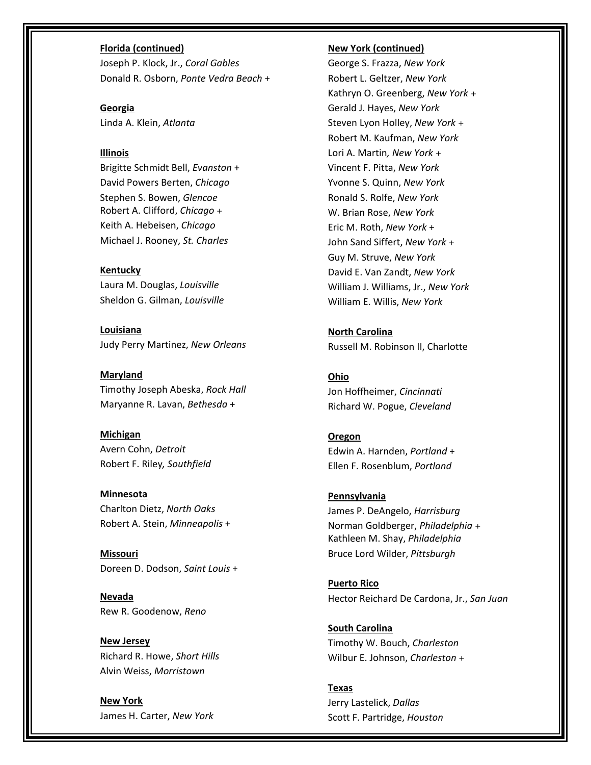**Florida (continued)**
Joseph P. Klock, Jr., *Coral Gables*
Donald R. Osborn, *Ponte Vedra Beach* +

**Georgia**
Linda A. Klein, *Atlanta*

**Illinois**
Brigitte Schmidt Bell, *Evanston* +
David Powers Berten, *Chicago*
Stephen S. Bowen, *Glencoe*
Robert A. Clifford, *Chicago* +
Keith A. Hebeisen, *Chicago*
Michael J. Rooney, *St. Charles*

**Kentucky**
Laura M. Douglas, *Louisville*
Sheldon G. Gilman, *Louisville*

**Louisiana**
Judy Perry Martinez, *New Orleans*

**Maryland**
Timothy Joseph Abeska, *Rock Hall*
Maryanne R. Lavan, *Bethesda* +

**Michigan**
Avern Cohn, *Detroit*
Robert F. Riley, *Southfield*

**Minnesota**
Charlton Dietz, *North Oaks*
Robert A. Stein, *Minneapolis* +

**Missouri**
Doreen D. Dodson, *Saint Louis* +

**Nevada**
Rew R. Goodenow, *Reno*

**New Jersey**
Richard R. Howe, *Short Hills*
Alvin Weiss, *Morristown*

**New York**
James H. Carter, *New York*

**New York (continued)**
George S. Frazza, *New York*
Robert L. Geltzer, *New York*
Kathryn O. Greenberg, *New York* +
Gerald J. Hayes, *New York*
Steven Lyon Holley, *New York* +
Robert M. Kaufman, *New York*
Lori A. Martin, *New York* +
Vincent F. Pitta, *New York*
Yvonne S. Quinn, *New York*
Ronald S. Rolfe, *New York*
W. Brian Rose, *New York*
Eric M. Roth, *New York* +
John Sand Siffert, *New York* +
Guy M. Struve, *New York*
David E. Van Zandt, *New York*
William J. Williams, Jr., *New York*
William E. Willis, *New York*

**North Carolina**
Russell M. Robinson II, Charlotte

**Ohio**
Jon Hoffheimer, *Cincinnati*
Richard W. Pogue, *Cleveland*

**Oregon**
Edwin A. Harnden, *Portland* +
Ellen F. Rosenblum, *Portland*

**Pennsylvania**
James P. DeAngelo, *Harrisburg*
Norman Goldberger, *Philadelphia* +
Kathleen M. Shay, *Philadelphia*
Bruce Lord Wilder, *Pittsburgh*

**Puerto Rico**
Hector Reichard De Cardona, Jr., *San Juan*

**South Carolina**
Timothy W. Bouch, *Charleston*
Wilbur E. Johnson, *Charleston* +

**Texas**
Jerry Lastelick, *Dallas*
Scott F. Partridge, *Houston*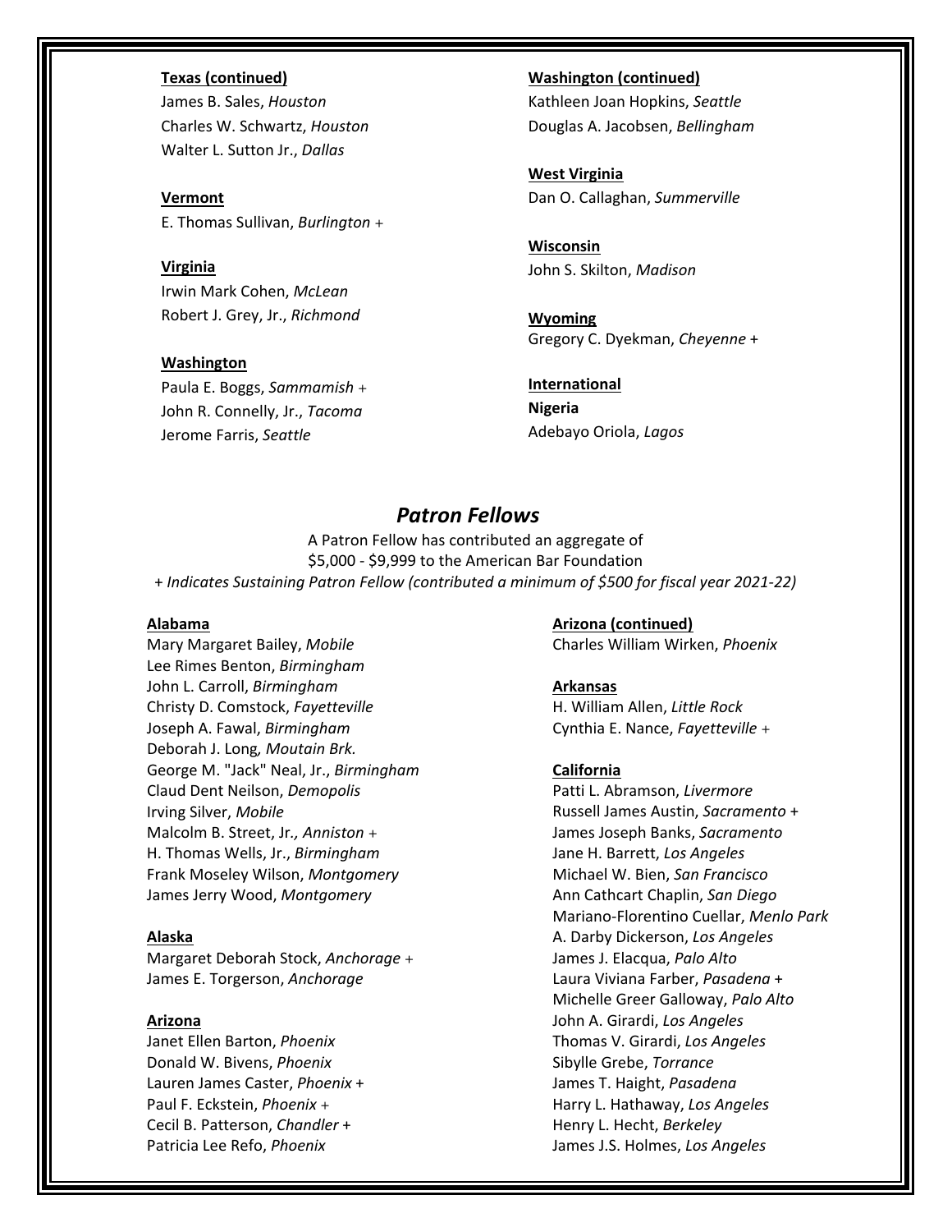**Texas (continued)**

James B. Sales, *Houston*
Charles W. Schwartz, *Houston*
Walter L. Sutton Jr., *Dallas*

**Vermont**

E. Thomas Sullivan, *Burlington* +

**Virginia**

Irwin Mark Cohen, *McLean*
Robert J. Grey, Jr., *Richmond*

**Washington**

Paula E. Boggs, *Sammamish* +
John R. Connelly, Jr., *Tacoma*
Jerome Farris, *Seattle*

**Washington (continued)**

Kathleen Joan Hopkins, *Seattle*
Douglas A. Jacobsen, *Bellingham*

**West Virginia**

Dan O. Callaghan, *Summerville*

**Wisconsin**

John S. Skilton, *Madison*

**Wyoming**

Gregory C. Dyekman, *Cheyenne* +

**International**

**Nigeria**

Adebayo Oriola, *Lagos*

## *Patron Fellows*

A Patron Fellow has contributed an aggregate of
$5,000 - $9,999 to the American Bar Foundation
*+ Indicates Sustaining Patron Fellow (contributed a minimum of $500 for fiscal year 2021-22)*

**Alabama**

Mary Margaret Bailey, *Mobile*
Lee Rimes Benton, *Birmingham*
John L. Carroll, *Birmingham*
Christy D. Comstock, *Fayetteville*
Joseph A. Fawal, *Birmingham*
Deborah J. Long, *Moutain Brk.*
George M. "Jack" Neal, Jr., *Birmingham*
Claud Dent Neilson, *Demopolis*
Irving Silver, *Mobile*
Malcolm B. Street, Jr., *Anniston* +
H. Thomas Wells, Jr., *Birmingham*
Frank Moseley Wilson, *Montgomery*
James Jerry Wood, *Montgomery*

**Alaska**

Margaret Deborah Stock, *Anchorage* +
James E. Torgerson, *Anchorage*

**Arizona**

Janet Ellen Barton, *Phoenix*
Donald W. Bivens, *Phoenix*
Lauren James Caster, *Phoenix* +
Paul F. Eckstein, *Phoenix* +
Cecil B. Patterson, *Chandler* +
Patricia Lee Refo, *Phoenix*

**Arizona (continued)**

Charles William Wirken, *Phoenix*

**Arkansas**

H. William Allen, *Little Rock*
Cynthia E. Nance, *Fayetteville* +

**California**

Patti L. Abramson, *Livermore*
Russell James Austin, *Sacramento* +
James Joseph Banks, *Sacramento*
Jane H. Barrett, *Los Angeles*
Michael W. Bien, *San Francisco*
Ann Cathcart Chaplin, *San Diego*
Mariano-Florentino Cuellar, *Menlo Park*
A. Darby Dickerson, *Los Angeles*
James J. Elacqua, *Palo Alto*
Laura Viviana Farber, *Pasadena* +
Michelle Greer Galloway, *Palo Alto*
John A. Girardi, *Los Angeles*
Thomas V. Girardi, *Los Angeles*
Sibylle Grebe, *Torrance*
James T. Haight, *Pasadena*
Harry L. Hathaway, *Los Angeles*
Henry L. Hecht, *Berkeley*
James J.S. Holmes, *Los Angeles*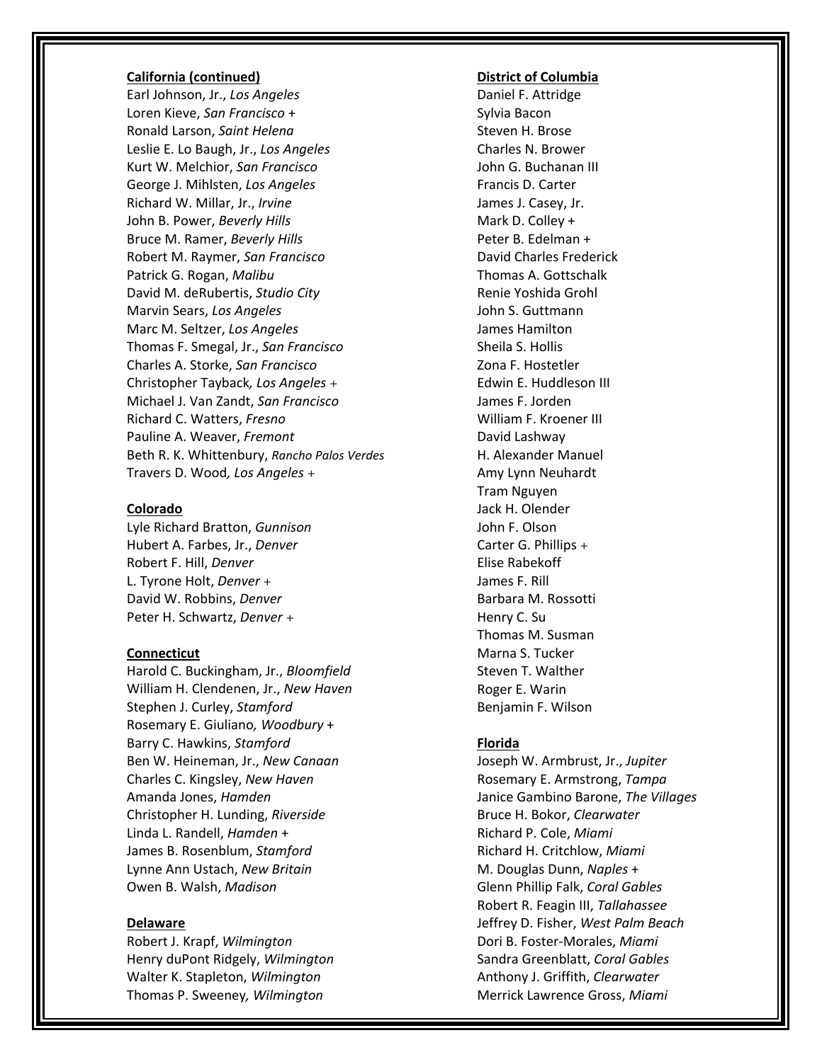**California (continued)**

Earl Johnson, Jr., *Los Angeles*
Loren Kieve, *San Francisco* +
Ronald Larson, *Saint Helena*
Leslie E. Lo Baugh, Jr., *Los Angeles*
Kurt W. Melchior, *San Francisco*
George J. Mihlsten, *Los Angeles*
Richard W. Millar, Jr., *Irvine*
John B. Power, *Beverly Hills*
Bruce M. Ramer, *Beverly Hills*
Robert M. Raymer, *San Francisco*
Patrick G. Rogan, *Malibu*
David M. deRubertis, *Studio City*
Marvin Sears, *Los Angeles*
Marc M. Seltzer, *Los Angeles*
Thomas F. Smegal, Jr., *San Francisco*
Charles A. Storke, *San Francisco*
Christopher Tayback*, Los Angeles* +
Michael J. Van Zandt, *San Francisco*
Richard C. Watters, *Fresno*
Pauline A. Weaver, *Fremont*
Beth R. K. Whittenbury, *Rancho Palos Verdes*
Travers D. Wood*, Los Angeles* +

**Colorado**

Lyle Richard Bratton, *Gunnison*
Hubert A. Farbes, Jr., *Denver*
Robert F. Hill, *Denver*
L. Tyrone Holt, *Denver* +
David W. Robbins, *Denver*
Peter H. Schwartz, *Denver* +

**Connecticut**

Harold C. Buckingham, Jr., *Bloomfield*
William H. Clendenen, Jr., *New Haven*
Stephen J. Curley, *Stamford*
Rosemary E. Giuliano*, Woodbury* +
Barry C. Hawkins, *Stamford*
Ben W. Heineman, Jr., *New Canaan*
Charles C. Kingsley, *New Haven*
Amanda Jones, *Hamden*
Christopher H. Lunding, *Riverside*
Linda L. Randell, *Hamden* +
James B. Rosenblum, *Stamford*
Lynne Ann Ustach, *New Britain*
Owen B. Walsh, *Madison*

**Delaware**

Robert J. Krapf, *Wilmington*
Henry duPont Ridgely, *Wilmington*
Walter K. Stapleton, *Wilmington*
Thomas P. Sweeney*, Wilmington*

**District of Columbia**

Daniel F. Attridge
Sylvia Bacon
Steven H. Brose
Charles N. Brower
John G. Buchanan III
Francis D. Carter
James J. Casey, Jr.
Mark D. Colley +
Peter B. Edelman +
David Charles Frederick
Thomas A. Gottschalk
Renie Yoshida Grohl
John S. Guttmann
James Hamilton
Sheila S. Hollis
Zona F. Hostetler
Edwin E. Huddleson III
James F. Jorden
William F. Kroener III
David Lashway
H. Alexander Manuel
Amy Lynn Neuhardt
Tram Nguyen
Jack H. Olender
John F. Olson
Carter G. Phillips +
Elise Rabekoff
James F. Rill
Barbara M. Rossotti
Henry C. Su
Thomas M. Susman
Marna S. Tucker
Steven T. Walther
Roger E. Warin
Benjamin F. Wilson

**Florida**

Joseph W. Armbrust, Jr., *Jupiter*
Rosemary E. Armstrong, *Tampa*
Janice Gambino Barone, *The Villages*
Bruce H. Bokor, *Clearwater*
Richard P. Cole, *Miami*
Richard H. Critchlow, *Miami*
M. Douglas Dunn, *Naples* +
Glenn Phillip Falk, *Coral Gables*
Robert R. Feagin III, *Tallahassee*
Jeffrey D. Fisher, *West Palm Beach*
Dori B. Foster-Morales, *Miami*
Sandra Greenblatt, *Coral Gables*
Anthony J. Griffith, *Clearwater*
Merrick Lawrence Gross, *Miami*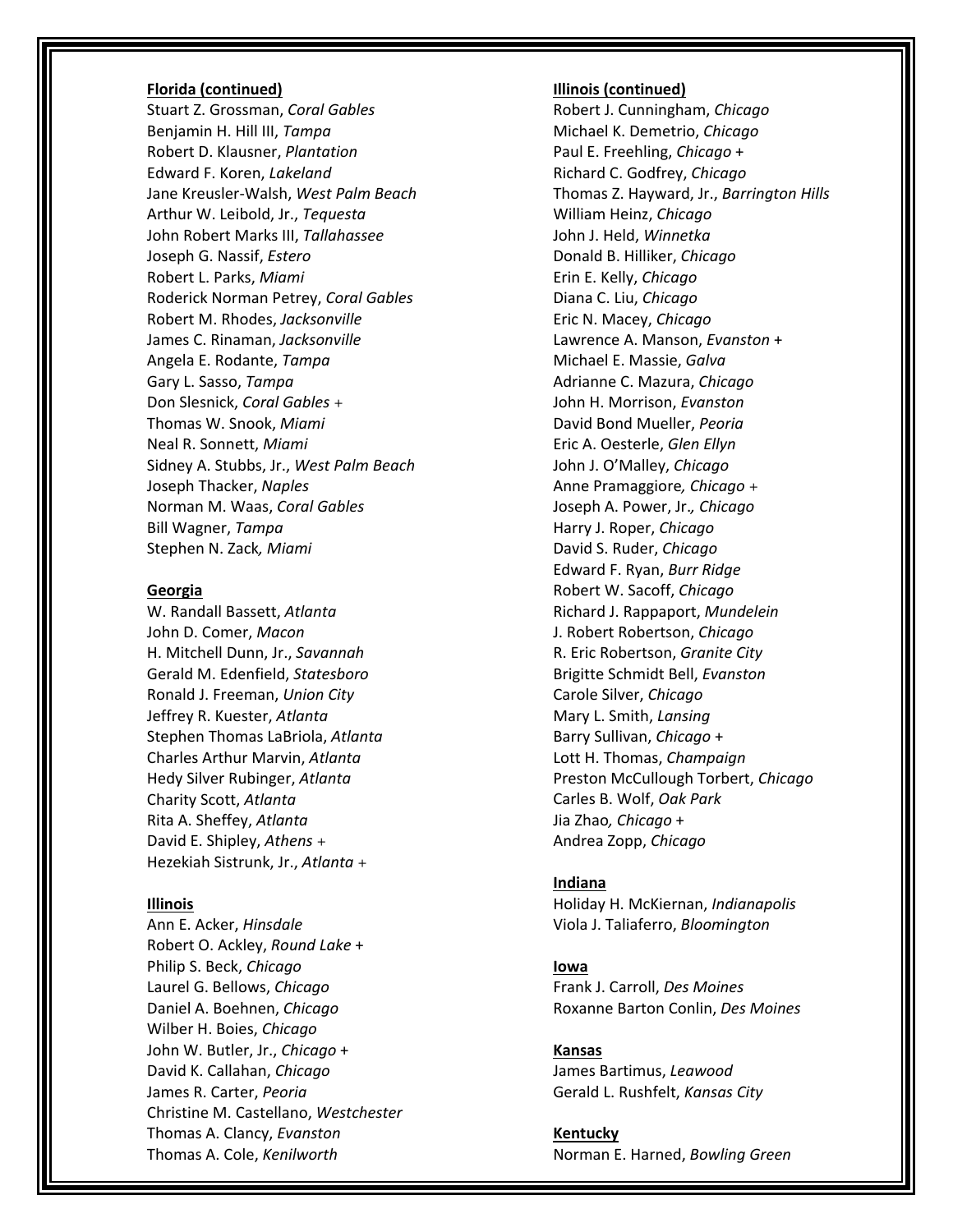**Florida (continued)**

Stuart Z. Grossman, *Coral Gables*
Benjamin H. Hill III, *Tampa*
Robert D. Klausner, *Plantation*
Edward F. Koren, *Lakeland*
Jane Kreusler-Walsh, *West Palm Beach*
Arthur W. Leibold, Jr., *Tequesta*
John Robert Marks III, *Tallahassee*
Joseph G. Nassif, *Estero*
Robert L. Parks, *Miami*
Roderick Norman Petrey, *Coral Gables*
Robert M. Rhodes, *Jacksonville*
James C. Rinaman, *Jacksonville*
Angela E. Rodante, *Tampa*
Gary L. Sasso, *Tampa*
Don Slesnick, *Coral Gables* +
Thomas W. Snook, *Miami*
Neal R. Sonnett, *Miami*
Sidney A. Stubbs, Jr., *West Palm Beach*
Joseph Thacker, *Naples*
Norman M. Waas, *Coral Gables*
Bill Wagner, *Tampa*
Stephen N. Zack*, Miami*

**Georgia**

W. Randall Bassett, *Atlanta*
John D. Comer, *Macon*
H. Mitchell Dunn, Jr., *Savannah*
Gerald M. Edenfield, *Statesboro*
Ronald J. Freeman, *Union City*
Jeffrey R. Kuester, *Atlanta*
Stephen Thomas LaBriola, *Atlanta*
Charles Arthur Marvin, *Atlanta*
Hedy Silver Rubinger, *Atlanta*
Charity Scott, *Atlanta*
Rita A. Sheffey, *Atlanta*
David E. Shipley, *Athens* +
Hezekiah Sistrunk, Jr., *Atlanta* +

**Illinois**

Ann E. Acker, *Hinsdale*
Robert O. Ackley, *Round Lake* +
Philip S. Beck, *Chicago*
Laurel G. Bellows, *Chicago*
Daniel A. Boehnen, *Chicago*
Wilber H. Boies, *Chicago*
John W. Butler, Jr., *Chicago* +
David K. Callahan, *Chicago*
James R. Carter, *Peoria*
Christine M. Castellano, *Westchester*
Thomas A. Clancy, *Evanston*
Thomas A. Cole, *Kenilworth*

**Illinois (continued)**

Robert J. Cunningham, *Chicago*
Michael K. Demetrio, *Chicago*
Paul E. Freehling, *Chicago* +
Richard C. Godfrey, *Chicago*
Thomas Z. Hayward, Jr., *Barrington Hills*
William Heinz, *Chicago*
John J. Held, *Winnetka*
Donald B. Hilliker, *Chicago*
Erin E. Kelly, *Chicago*
Diana C. Liu, *Chicago*
Eric N. Macey, *Chicago*
Lawrence A. Manson, *Evanston* +
Michael E. Massie, *Galva*
Adrianne C. Mazura, *Chicago*
John H. Morrison, *Evanston*
David Bond Mueller, *Peoria*
Eric A. Oesterle, *Glen Ellyn*
John J. O'Malley, *Chicago*
Anne Pramaggiore*, Chicago* +
Joseph A. Power, Jr.*, Chicago*
Harry J. Roper, *Chicago*
David S. Ruder, *Chicago*
Edward F. Ryan, *Burr Ridge*
Robert W. Sacoff, *Chicago*
Richard J. Rappaport, *Mundelein*
J. Robert Robertson, *Chicago*
R. Eric Robertson, *Granite City*
Brigitte Schmidt Bell, *Evanston*
Carole Silver, *Chicago*
Mary L. Smith, *Lansing*
Barry Sullivan, *Chicago* +
Lott H. Thomas, *Champaign*
Preston McCullough Torbert, *Chicago*
Carles B. Wolf, *Oak Park*
Jia Zhao*, Chicago* +
Andrea Zopp, *Chicago*

**Indiana**

Holiday H. McKiernan, *Indianapolis*
Viola J. Taliaferro, *Bloomington*

**Iowa**

Frank J. Carroll, *Des Moines*
Roxanne Barton Conlin, *Des Moines*

**Kansas**

James Bartimus, *Leawood*
Gerald L. Rushfelt, *Kansas City*

**Kentucky**

Norman E. Harned, *Bowling Green*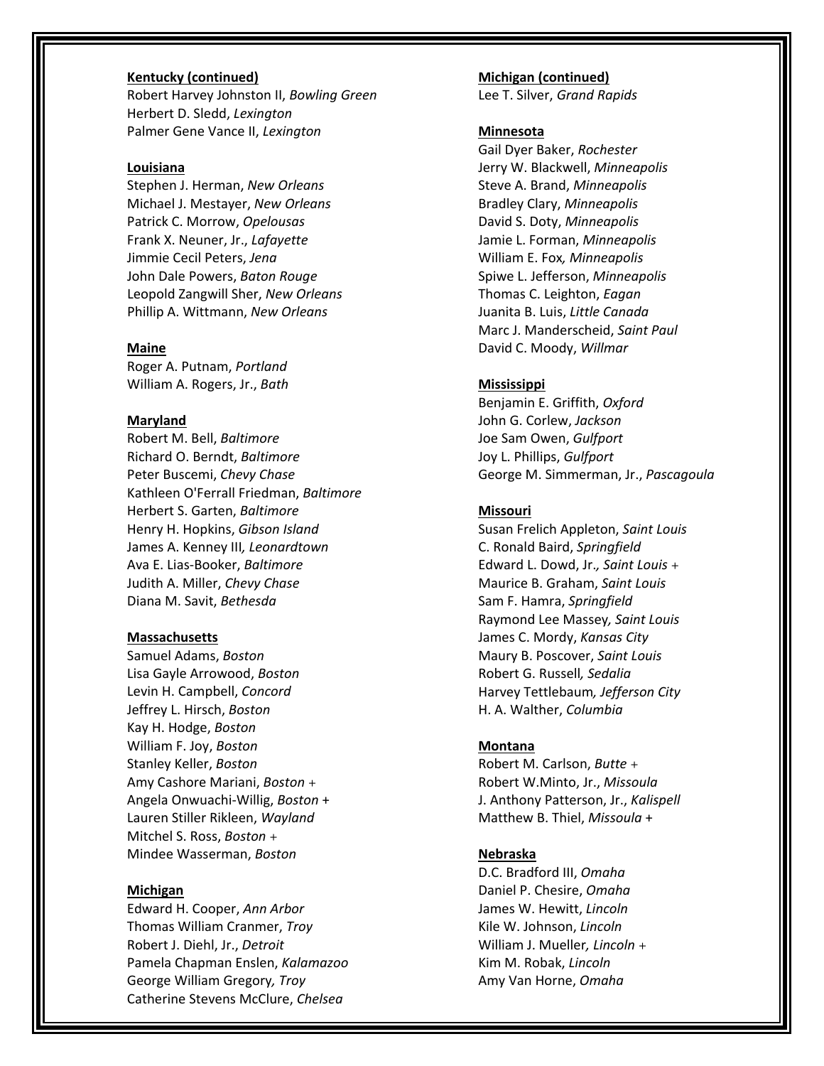**Kentucky (continued)**
Robert Harvey Johnston II, *Bowling Green*
Herbert D. Sledd, *Lexington*
Palmer Gene Vance II, *Lexington*

**Louisiana**
Stephen J. Herman, *New Orleans*
Michael J. Mestayer, *New Orleans*
Patrick C. Morrow, *Opelousas*
Frank X. Neuner, Jr., *Lafayette*
Jimmie Cecil Peters, *Jena*
John Dale Powers, *Baton Rouge*
Leopold Zangwill Sher, *New Orleans*
Phillip A. Wittmann, *New Orleans*

**Maine**
Roger A. Putnam, *Portland*
William A. Rogers, Jr., *Bath*

**Maryland**
Robert M. Bell, *Baltimore*
Richard O. Berndt, *Baltimore*
Peter Buscemi, *Chevy Chase*
Kathleen O'Ferrall Friedman, *Baltimore*
Herbert S. Garten, *Baltimore*
Henry H. Hopkins, *Gibson Island*
James A. Kenney III, *Leonardtown*
Ava E. Lias-Booker, *Baltimore*
Judith A. Miller, *Chevy Chase*
Diana M. Savit, *Bethesda*

**Massachusetts**
Samuel Adams, *Boston*
Lisa Gayle Arrowood, *Boston*
Levin H. Campbell, *Concord*
Jeffrey L. Hirsch, *Boston*
Kay H. Hodge, *Boston*
William F. Joy, *Boston*
Stanley Keller, *Boston*
Amy Cashore Mariani, *Boston* +
Angela Onwuachi-Willig, *Boston* +
Lauren Stiller Rikleen, *Wayland*
Mitchel S. Ross, *Boston* +
Mindee Wasserman, *Boston*

**Michigan**
Edward H. Cooper, *Ann Arbor*
Thomas William Cranmer, *Troy*
Robert J. Diehl, Jr., *Detroit*
Pamela Chapman Enslen, *Kalamazoo*
George William Gregory, *Troy*
Catherine Stevens McClure, *Chelsea*

**Michigan (continued)**
Lee T. Silver, *Grand Rapids*

**Minnesota**
Gail Dyer Baker, *Rochester*
Jerry W. Blackwell, *Minneapolis*
Steve A. Brand, *Minneapolis*
Bradley Clary, *Minneapolis*
David S. Doty, *Minneapolis*
Jamie L. Forman, *Minneapolis*
William E. Fox, *Minneapolis*
Spiwe L. Jefferson, *Minneapolis*
Thomas C. Leighton, *Eagan*
Juanita B. Luis, *Little Canada*
Marc J. Manderscheid, *Saint Paul*
David C. Moody, *Willmar*

**Mississippi**
Benjamin E. Griffith, *Oxford*
John G. Corlew, *Jackson*
Joe Sam Owen, *Gulfport*
Joy L. Phillips, *Gulfport*
George M. Simmerman, Jr., *Pascagoula*

**Missouri**
Susan Frelich Appleton, *Saint Louis*
C. Ronald Baird, *Springfield*
Edward L. Dowd, Jr., *Saint Louis* +
Maurice B. Graham, *Saint Louis*
Sam F. Hamra, *Springfield*
Raymond Lee Massey, *Saint Louis*
James C. Mordy, *Kansas City*
Maury B. Poscover, *Saint Louis*
Robert G. Russell, *Sedalia*
Harvey Tettlebaum, *Jefferson City*
H. A. Walther, *Columbia*

**Montana**
Robert M. Carlson, *Butte* +
Robert W.Minto, Jr., *Missoula*
J. Anthony Patterson, Jr., *Kalispell*
Matthew B. Thiel, *Missoula* +

**Nebraska**
D.C. Bradford III, *Omaha*
Daniel P. Chesire, *Omaha*
James W. Hewitt, *Lincoln*
Kile W. Johnson, *Lincoln*
William J. Mueller, *Lincoln* +
Kim M. Robak, *Lincoln*
Amy Van Horne, *Omaha*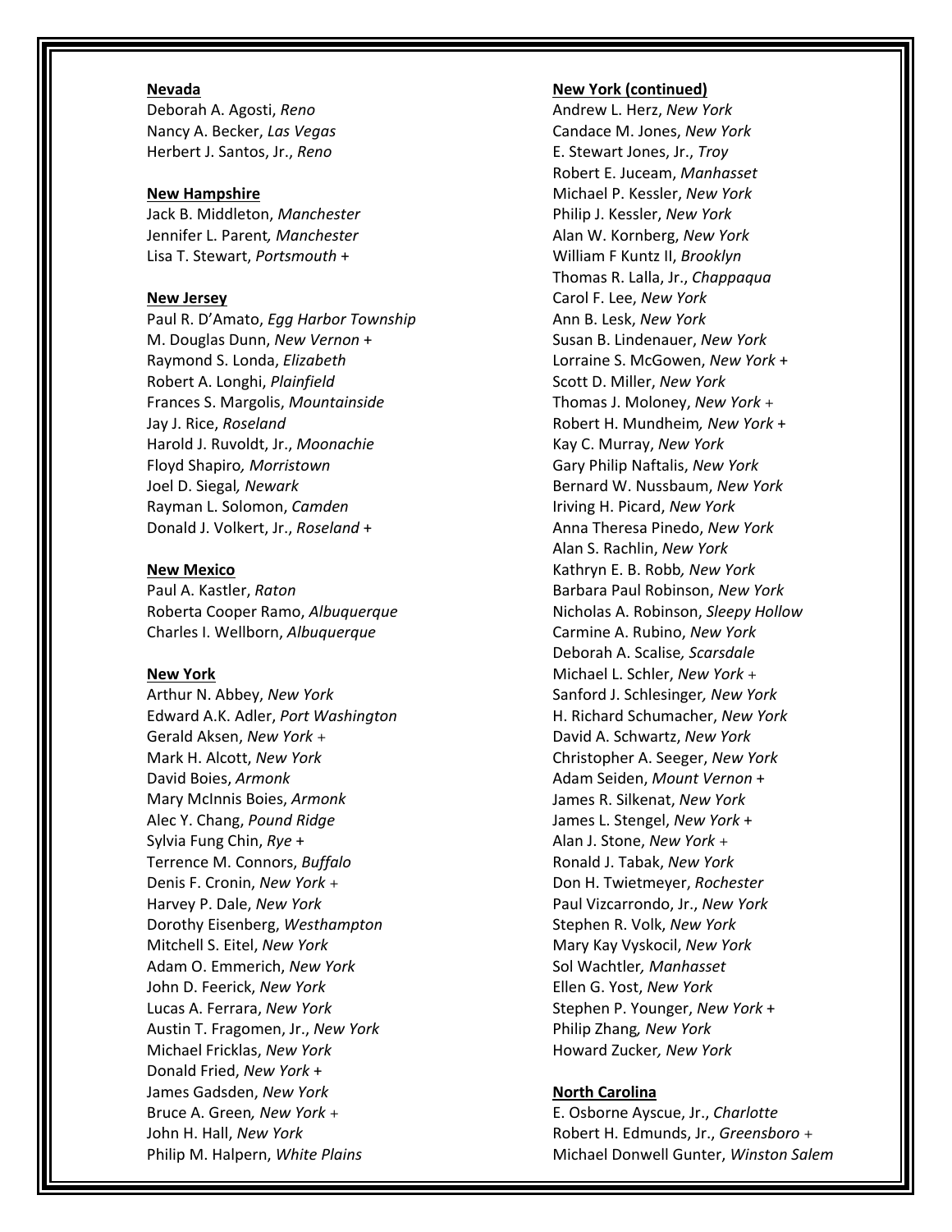**Nevada**

Deborah A. Agosti, *Reno*
Nancy A. Becker, *Las Vegas*
Herbert J. Santos, Jr., *Reno*

**New Hampshire**

Jack B. Middleton, *Manchester*
Jennifer L. Parent*, Manchester*
Lisa T. Stewart, *Portsmouth* +

**New Jersey**

Paul R. D'Amato, *Egg Harbor Township*
M. Douglas Dunn, *New Vernon* +
Raymond S. Londa, *Elizabeth*
Robert A. Longhi, *Plainfield*
Frances S. Margolis, *Mountainside*
Jay J. Rice, *Roseland*
Harold J. Ruvoldt, Jr., *Moonachie*
Floyd Shapiro*, Morristown*
Joel D. Siegal*, Newark*
Rayman L. Solomon, *Camden*
Donald J. Volkert, Jr., *Roseland* +

**New Mexico**

Paul A. Kastler, *Raton*
Roberta Cooper Ramo, *Albuquerque*
Charles I. Wellborn, *Albuquerque*

**New York**

Arthur N. Abbey, *New York*
Edward A.K. Adler, *Port Washington*
Gerald Aksen, *New York* +
Mark H. Alcott, *New York*
David Boies, *Armonk*
Mary McInnis Boies, *Armonk*
Alec Y. Chang, *Pound Ridge*
Sylvia Fung Chin, *Rye* +
Terrence M. Connors, *Buffalo*
Denis F. Cronin, *New York* +
Harvey P. Dale, *New York*
Dorothy Eisenberg, *Westhampton*
Mitchell S. Eitel, *New York*
Adam O. Emmerich, *New York*
John D. Feerick, *New York*
Lucas A. Ferrara, *New York*
Austin T. Fragomen, Jr., *New York*
Michael Fricklas, *New York*
Donald Fried, *New York* +
James Gadsden, *New York*
Bruce A. Green*, New York* +
John H. Hall, *New York*
Philip M. Halpern, *White Plains*

**New York (continued)**

Andrew L. Herz, *New York*
Candace M. Jones, *New York*
E. Stewart Jones, Jr., *Troy*
Robert E. Juceam, *Manhasset*
Michael P. Kessler, *New York*
Philip J. Kessler, *New York*
Alan W. Kornberg, *New York*
William F Kuntz II, *Brooklyn*
Thomas R. Lalla, Jr., *Chappaqua*
Carol F. Lee, *New York*
Ann B. Lesk, *New York*
Susan B. Lindenauer, *New York*
Lorraine S. McGowen, *New York* +
Scott D. Miller, *New York*
Thomas J. Moloney, *New York* +
Robert H. Mundheim*, New York* +
Kay C. Murray, *New York*
Gary Philip Naftalis, *New York*
Bernard W. Nussbaum, *New York*
Iriving H. Picard, *New York*
Anna Theresa Pinedo, *New York*
Alan S. Rachlin, *New York*
Kathryn E. B. Robb*, New York*
Barbara Paul Robinson, *New York*
Nicholas A. Robinson, *Sleepy Hollow*
Carmine A. Rubino, *New York*
Deborah A. Scalise*, Scarsdale*
Michael L. Schler, *New York* +
Sanford J. Schlesinger*, New York*
H. Richard Schumacher, *New York*
David A. Schwartz, *New York*
Christopher A. Seeger, *New York*
Adam Seiden, *Mount Vernon* +
James R. Silkenat, *New York*
James L. Stengel, *New York* +
Alan J. Stone, *New York* +
Ronald J. Tabak, *New York*
Don H. Twietmeyer, *Rochester*
Paul Vizcarrondo, Jr., *New York*
Stephen R. Volk, *New York*
Mary Kay Vyskocil, *New York*
Sol Wachtler*, Manhasset*
Ellen G. Yost, *New York*
Stephen P. Younger, *New York* +
Philip Zhang*, New York*
Howard Zucker*, New York*

**North Carolina**

E. Osborne Ayscue, Jr., *Charlotte*
Robert H. Edmunds, Jr., *Greensboro* +
Michael Donwell Gunter, *Winston Salem*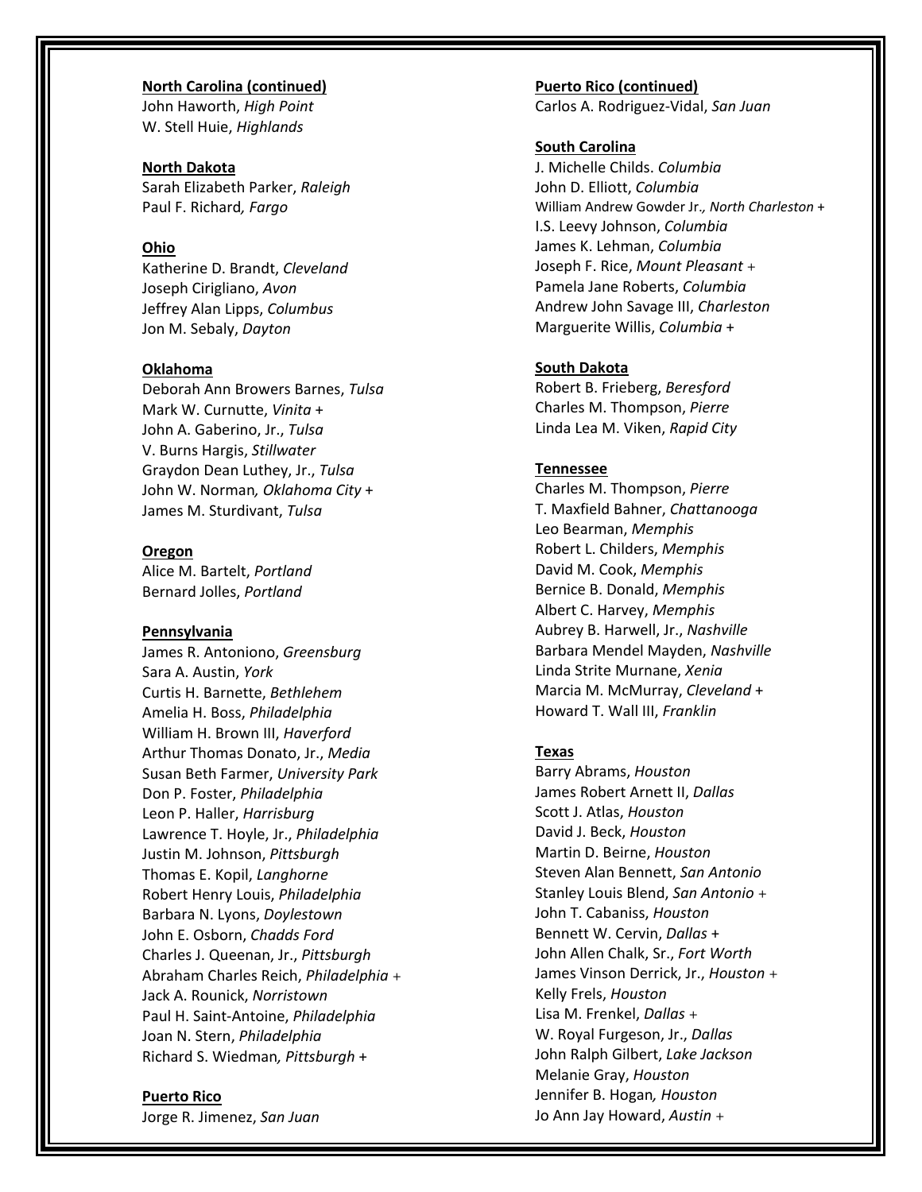**North Carolina (continued)**
John Haworth, *High Point*
W. Stell Huie, *Highlands*

**North Dakota**
Sarah Elizabeth Parker, *Raleigh*
Paul F. Richard*, Fargo*

**Ohio**
Katherine D. Brandt, *Cleveland*
Joseph Cirigliano, *Avon*
Jeffrey Alan Lipps, *Columbus*
Jon M. Sebaly, *Dayton*

**Oklahoma**
Deborah Ann Browers Barnes, *Tulsa*
Mark W. Curnutte, *Vinita* +
John A. Gaberino, Jr., *Tulsa*
V. Burns Hargis, *Stillwater*
Graydon Dean Luthey, Jr., *Tulsa*
John W. Norman*, Oklahoma City* +
James M. Sturdivant, *Tulsa*

**Oregon**
Alice M. Bartelt, *Portland*
Bernard Jolles, *Portland*

**Pennsylvania**
James R. Antoniono, *Greensburg*
Sara A. Austin, *York*
Curtis H. Barnette, *Bethlehem*
Amelia H. Boss, *Philadelphia*
William H. Brown III, *Haverford*
Arthur Thomas Donato, Jr., *Media*
Susan Beth Farmer, *University Park*
Don P. Foster, *Philadelphia*
Leon P. Haller, *Harrisburg*
Lawrence T. Hoyle, Jr., *Philadelphia*
Justin M. Johnson, *Pittsburgh*
Thomas E. Kopil, *Langhorne*
Robert Henry Louis, *Philadelphia*
Barbara N. Lyons, *Doylestown*
John E. Osborn, *Chadds Ford*
Charles J. Queenan, Jr., *Pittsburgh*
Abraham Charles Reich, *Philadelphia* +
Jack A. Rounick, *Norristown*
Paul H. Saint-Antoine, *Philadelphia*
Joan N. Stern, *Philadelphia*
Richard S. Wiedman*, Pittsburgh* +

**Puerto Rico**
Jorge R. Jimenez, *San Juan*

**Puerto Rico (continued)**
Carlos A. Rodriguez-Vidal, *San Juan*

**South Carolina**
J. Michelle Childs. *Columbia*
John D. Elliott, *Columbia*
William Andrew Gowder Jr.*, North Charleston* +
I.S. Leevy Johnson, *Columbia*
James K. Lehman, *Columbia*
Joseph F. Rice, *Mount Pleasant* +
Pamela Jane Roberts, *Columbia*
Andrew John Savage III, *Charleston*
Marguerite Willis, *Columbia* +

**South Dakota**
Robert B. Frieberg, *Beresford*
Charles M. Thompson, *Pierre*
Linda Lea M. Viken, *Rapid City*

**Tennessee**
Charles M. Thompson, *Pierre*
T. Maxfield Bahner, *Chattanooga*
Leo Bearman, *Memphis*
Robert L. Childers, *Memphis*
David M. Cook, *Memphis*
Bernice B. Donald, *Memphis*
Albert C. Harvey, *Memphis*
Aubrey B. Harwell, Jr., *Nashville*
Barbara Mendel Mayden, *Nashville*
Linda Strite Murnane, *Xenia*
Marcia M. McMurray, *Cleveland* +
Howard T. Wall III, *Franklin*

**Texas**
Barry Abrams, *Houston*
James Robert Arnett II, *Dallas*
Scott J. Atlas, *Houston*
David J. Beck, *Houston*
Martin D. Beirne, *Houston*
Steven Alan Bennett, *San Antonio*
Stanley Louis Blend, *San Antonio* +
John T. Cabaniss, *Houston*
Bennett W. Cervin, *Dallas* +
John Allen Chalk, Sr., *Fort Worth*
James Vinson Derrick, Jr., *Houston* +
Kelly Frels, *Houston*
Lisa M. Frenkel, *Dallas* +
W. Royal Furgeson, Jr., *Dallas*
John Ralph Gilbert, *Lake Jackson*
Melanie Gray, *Houston*
Jennifer B. Hogan*, Houston*
Jo Ann Jay Howard, *Austin* +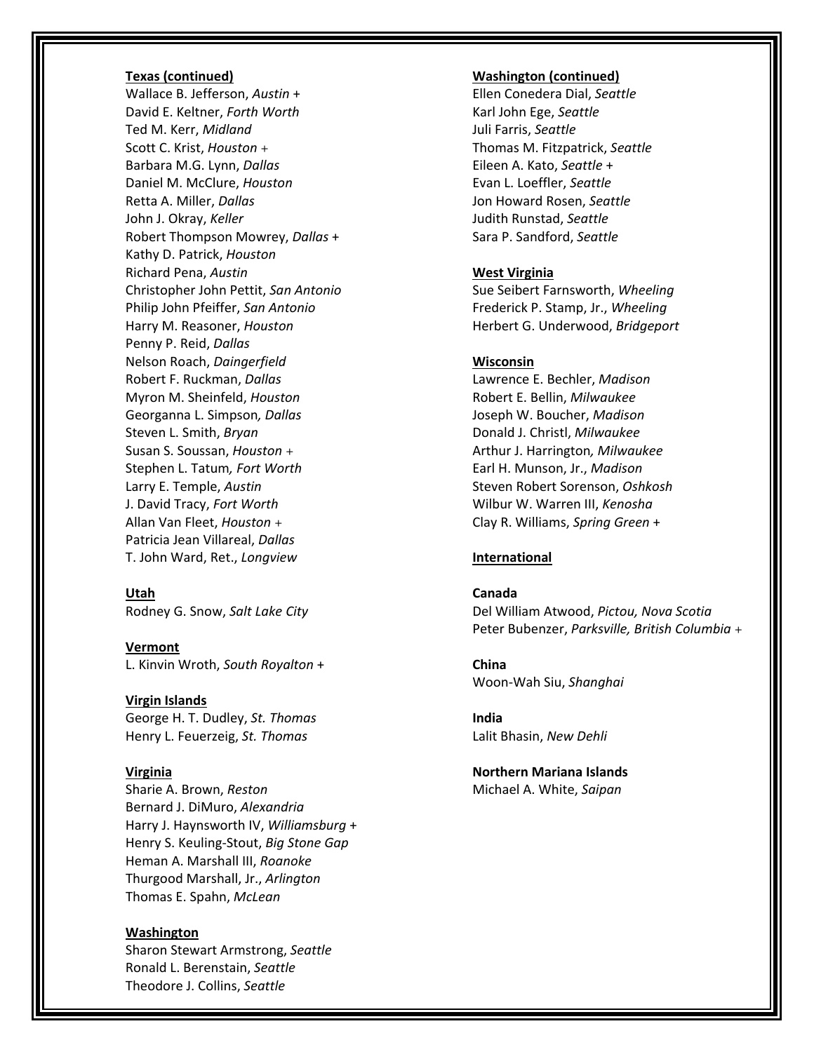**Texas (continued)**

Wallace B. Jefferson, *Austin* +
David E. Keltner, *Forth Worth*
Ted M. Kerr, *Midland*
Scott C. Krist, *Houston* +
Barbara M.G. Lynn, *Dallas*
Daniel M. McClure, *Houston*
Retta A. Miller, *Dallas*
John J. Okray, *Keller*
Robert Thompson Mowrey, *Dallas* +
Kathy D. Patrick, *Houston*
Richard Pena, *Austin*
Christopher John Pettit, *San Antonio*
Philip John Pfeiffer, *San Antonio*
Harry M. Reasoner, *Houston*
Penny P. Reid, *Dallas*
Nelson Roach, *Daingerfield*
Robert F. Ruckman, *Dallas*
Myron M. Sheinfeld, *Houston*
Georganna L. Simpson*, Dallas*
Steven L. Smith, *Bryan*
Susan S. Soussan, *Houston* +
Stephen L. Tatum*, Fort Worth*
Larry E. Temple, *Austin*
J. David Tracy, *Fort Worth*
Allan Van Fleet, *Houston* +
Patricia Jean Villareal, *Dallas*
T. John Ward, Ret., *Longview*

**Utah**

Rodney G. Snow, *Salt Lake City*

**Vermont**

L. Kinvin Wroth, *South Royalton* +

**Virgin Islands**

George H. T. Dudley, *St. Thomas*
Henry L. Feuerzeig, *St. Thomas*

**Virginia**

Sharie A. Brown, *Reston*
Bernard J. DiMuro, *Alexandria*
Harry J. Haynsworth IV, *Williamsburg* +
Henry S. Keuling-Stout, *Big Stone Gap*
Heman A. Marshall III, *Roanoke*
Thurgood Marshall, Jr., *Arlington*
Thomas E. Spahn, *McLean*

**Washington**

Sharon Stewart Armstrong, *Seattle*
Ronald L. Berenstain, *Seattle*
Theodore J. Collins, *Seattle*

**Washington (continued)**

Ellen Conedera Dial, *Seattle*
Karl John Ege, *Seattle*
Juli Farris, *Seattle*
Thomas M. Fitzpatrick, *Seattle*
Eileen A. Kato, *Seattle* +
Evan L. Loeffler, *Seattle*
Jon Howard Rosen, *Seattle*
Judith Runstad, *Seattle*
Sara P. Sandford, *Seattle*

**West Virginia**

Sue Seibert Farnsworth, *Wheeling*
Frederick P. Stamp, Jr., *Wheeling*
Herbert G. Underwood, *Bridgeport*

**Wisconsin**

Lawrence E. Bechler, *Madison*
Robert E. Bellin, *Milwaukee*
Joseph W. Boucher, *Madison*
Donald J. Christl, *Milwaukee*
Arthur J. Harrington*, Milwaukee*
Earl H. Munson, Jr., *Madison*
Steven Robert Sorenson, *Oshkosh*
Wilbur W. Warren III, *Kenosha*
Clay R. Williams, *Spring Green* +

**International**

**Canada**

Del William Atwood, *Pictou, Nova Scotia*
Peter Bubenzer, *Parksville, British Columbia* +

**China**

Woon-Wah Siu, *Shanghai*

**India**

Lalit Bhasin, *New Dehli*

**Northern Mariana Islands**

Michael A. White, *Saipan*